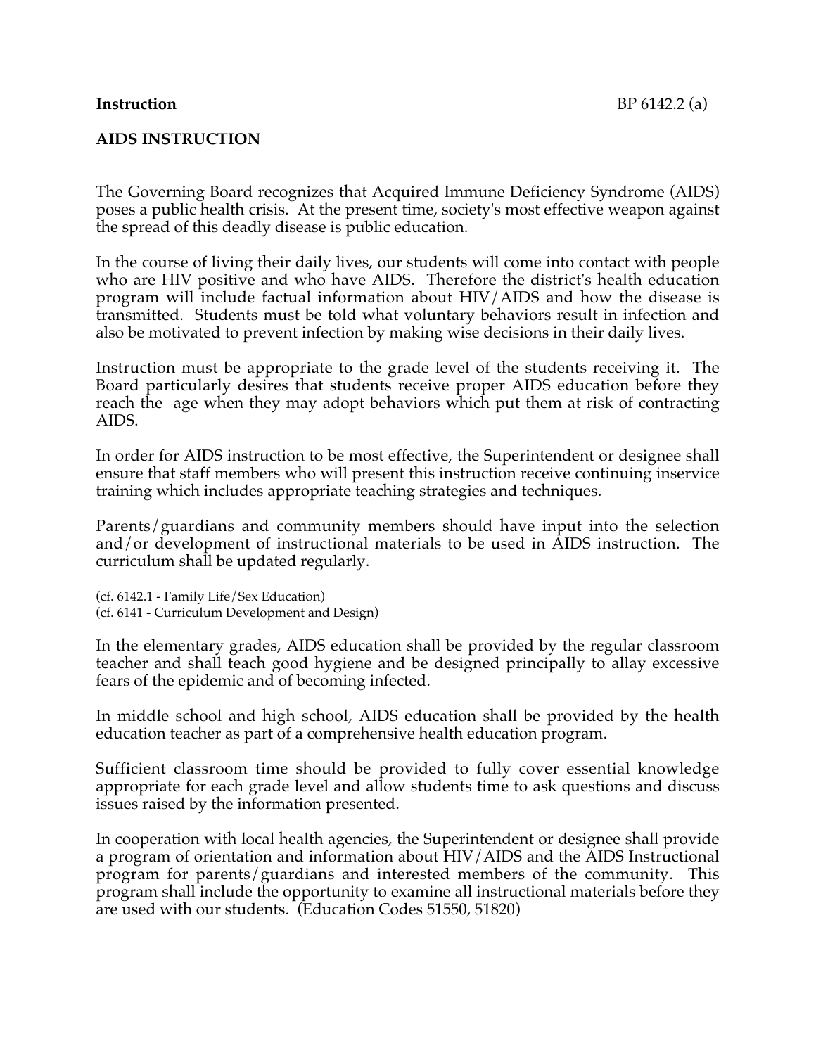**Instruction** BP 6142.2 (a)

## AIDS INSTRUCTION

The Governing Board recognizes that Acquired Immune Deficiency Syndrome (AIDS) poses a public health crisis. At the present time, society's most effective weapon against the spread of this deadly disease is public education.

In the course of living their daily lives, our students will come into contact with people who are HIV positive and who have AIDS. Therefore the district's health education program will include factual information about HIV/AIDS and how the disease is transmitted. Students must be told what voluntary behaviors result in infection and also be motivated to prevent infection by making wise decisions in their daily lives.

Instruction must be appropriate to the grade level of the students receiving it. The Board particularly desires that students receive proper AIDS education before they reach the age when they may adopt behaviors which put them at risk of contracting AIDS.

In order for AIDS instruction to be most effective, the Superintendent or designee shall ensure that staff members who will present this instruction receive continuing inservice training which includes appropriate teaching strategies and techniques.

Parents/guardians and community members should have input into the selection and/or development of instructional materials to be used in AIDS instruction. The curriculum shall be updated regularly.

(cf. 6142.1 - Family Life/Sex Education)
(cf. 6141 - Curriculum Development and Design)

In the elementary grades, AIDS education shall be provided by the regular classroom teacher and shall teach good hygiene and be designed principally to allay excessive fears of the epidemic and of becoming infected.

In middle school and high school, AIDS education shall be provided by the health education teacher as part of a comprehensive health education program.

Sufficient classroom time should be provided to fully cover essential knowledge appropriate for each grade level and allow students time to ask questions and discuss issues raised by the information presented.

In cooperation with local health agencies, the Superintendent or designee shall provide a program of orientation and information about HIV/AIDS and the AIDS Instructional program for parents/guardians and interested members of the community. This program shall include the opportunity to examine all instructional materials before they are used with our students. (Education Codes 51550, 51820)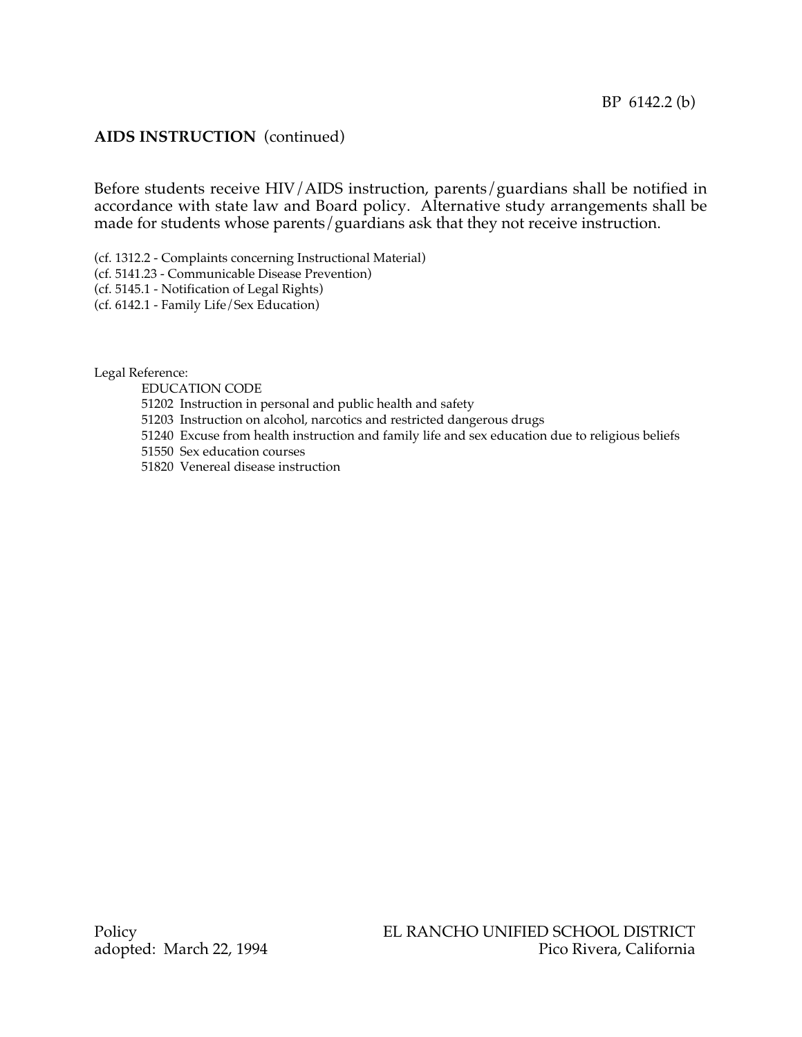**AIDS INSTRUCTION** (continued)

Before students receive HIV/AIDS instruction, parents/guardians shall be notified in accordance with state law and Board policy. Alternative study arrangements shall be made for students whose parents/guardians ask that they not receive instruction.

(cf. 1312.2 - Complaints concerning Instructional Material)
(cf. 5141.23 - Communicable Disease Prevention)
(cf. 5145.1 - Notification of Legal Rights)
(cf. 6142.1 - Family Life/Sex Education)

Legal Reference:

EDUCATION CODE

51202 Instruction in personal and public health and safety
51203 Instruction on alcohol, narcotics and restricted dangerous drugs
51240 Excuse from health instruction and family life and sex education due to religious beliefs
51550 Sex education courses
51820 Venereal disease instruction

Policy
adopted: March 22, 1994

EL RANCHO UNIFIED SCHOOL DISTRICT
Pico Rivera, California